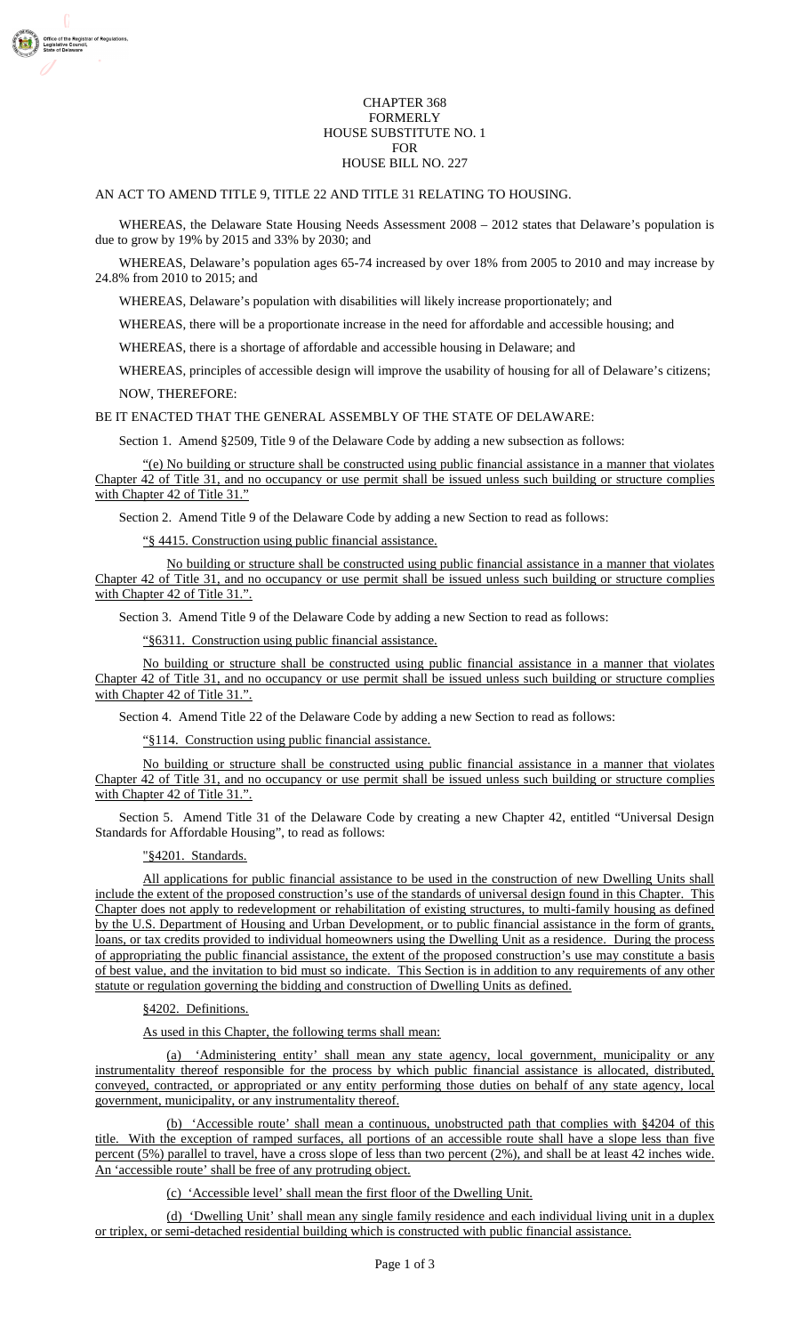CHAPTER 368
FORMERLY
HOUSE SUBSTITUTE NO. 1
FOR
HOUSE BILL NO. 227

AN ACT TO AMEND TITLE 9, TITLE 22 AND TITLE 31 RELATING TO HOUSING.

WHEREAS, the Delaware State Housing Needs Assessment 2008 – 2012 states that Delaware's population is due to grow by 19% by 2015 and 33% by 2030; and

WHEREAS, Delaware's population ages 65-74 increased by over 18% from 2005 to 2010 and may increase by 24.8% from 2010 to 2015; and

WHEREAS, Delaware's population with disabilities will likely increase proportionately; and

WHEREAS, there will be a proportionate increase in the need for affordable and accessible housing; and

WHEREAS, there is a shortage of affordable and accessible housing in Delaware; and

WHEREAS, principles of accessible design will improve the usability of housing for all of Delaware's citizens;

NOW, THEREFORE:

BE IT ENACTED THAT THE GENERAL ASSEMBLY OF THE STATE OF DELAWARE:

Section 1. Amend §2509, Title 9 of the Delaware Code by adding a new subsection as follows:

"(e) No building or structure shall be constructed using public financial assistance in a manner that violates Chapter 42 of Title 31, and no occupancy or use permit shall be issued unless such building or structure complies with Chapter 42 of Title 31."

Section 2. Amend Title 9 of the Delaware Code by adding a new Section to read as follows:

"§ 4415. Construction using public financial assistance.

No building or structure shall be constructed using public financial assistance in a manner that violates Chapter 42 of Title 31, and no occupancy or use permit shall be issued unless such building or structure complies with Chapter 42 of Title 31.".

Section 3. Amend Title 9 of the Delaware Code by adding a new Section to read as follows:

"§6311. Construction using public financial assistance.

No building or structure shall be constructed using public financial assistance in a manner that violates Chapter 42 of Title 31, and no occupancy or use permit shall be issued unless such building or structure complies with Chapter 42 of Title 31.".

Section 4. Amend Title 22 of the Delaware Code by adding a new Section to read as follows:

"§114. Construction using public financial assistance.

No building or structure shall be constructed using public financial assistance in a manner that violates Chapter 42 of Title 31, and no occupancy or use permit shall be issued unless such building or structure complies with Chapter 42 of Title 31.".

Section 5. Amend Title 31 of the Delaware Code by creating a new Chapter 42, entitled "Universal Design Standards for Affordable Housing", to read as follows:

"§4201. Standards.

All applications for public financial assistance to be used in the construction of new Dwelling Units shall include the extent of the proposed construction's use of the standards of universal design found in this Chapter. This Chapter does not apply to redevelopment or rehabilitation of existing structures, to multi-family housing as defined by the U.S. Department of Housing and Urban Development, or to public financial assistance in the form of grants, loans, or tax credits provided to individual homeowners using the Dwelling Unit as a residence. During the process of appropriating the public financial assistance, the extent of the proposed construction's use may constitute a basis of best value, and the invitation to bid must so indicate. This Section is in addition to any requirements of any other statute or regulation governing the bidding and construction of Dwelling Units as defined.

§4202. Definitions.

As used in this Chapter, the following terms shall mean:

(a) 'Administering entity' shall mean any state agency, local government, municipality or any instrumentality thereof responsible for the process by which public financial assistance is allocated, distributed, conveyed, contracted, or appropriated or any entity performing those duties on behalf of any state agency, local government, municipality, or any instrumentality thereof.

(b) 'Accessible route' shall mean a continuous, unobstructed path that complies with §4204 of this title. With the exception of ramped surfaces, all portions of an accessible route shall have a slope less than five percent (5%) parallel to travel, have a cross slope of less than two percent (2%), and shall be at least 42 inches wide. An 'accessible route' shall be free of any protruding object.

(c) 'Accessible level' shall mean the first floor of the Dwelling Unit.

(d) 'Dwelling Unit' shall mean any single family residence and each individual living unit in a duplex or triplex, or semi-detached residential building which is constructed with public financial assistance.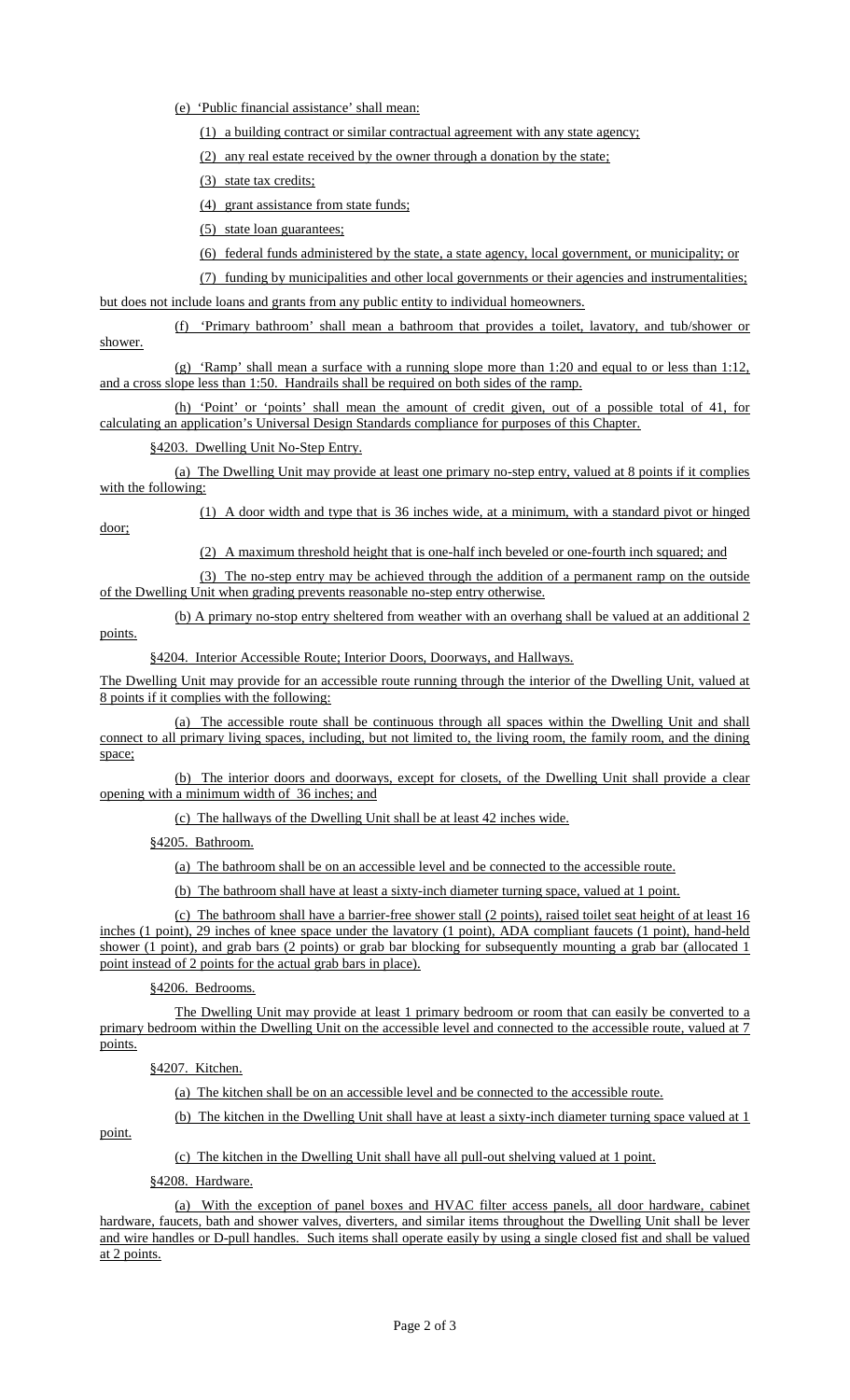(e) 'Public financial assistance' shall mean:

(1) a building contract or similar contractual agreement with any state agency;

(2) any real estate received by the owner through a donation by the state;

(3) state tax credits;

(4) grant assistance from state funds;

(5) state loan guarantees;

(6) federal funds administered by the state, a state agency, local government, or municipality; or

(7) funding by municipalities and other local governments or their agencies and instrumentalities;

but does not include loans and grants from any public entity to individual homeowners.

(f) 'Primary bathroom' shall mean a bathroom that provides a toilet, lavatory, and tub/shower or shower.

(g) 'Ramp' shall mean a surface with a running slope more than 1:20 and equal to or less than 1:12, and a cross slope less than 1:50. Handrails shall be required on both sides of the ramp.

(h) 'Point' or 'points' shall mean the amount of credit given, out of a possible total of 41, for calculating an application's Universal Design Standards compliance for purposes of this Chapter.

§4203. Dwelling Unit No-Step Entry.

(a) The Dwelling Unit may provide at least one primary no-step entry, valued at 8 points if it complies with the following:

(1) A door width and type that is 36 inches wide, at a minimum, with a standard pivot or hinged door;

(2) A maximum threshold height that is one-half inch beveled or one-fourth inch squared; and

(3) The no-step entry may be achieved through the addition of a permanent ramp on the outside of the Dwelling Unit when grading prevents reasonable no-step entry otherwise.

(b) A primary no-stop entry sheltered from weather with an overhang shall be valued at an additional 2 points.

§4204. Interior Accessible Route; Interior Doors, Doorways, and Hallways.

The Dwelling Unit may provide for an accessible route running through the interior of the Dwelling Unit, valued at 8 points if it complies with the following:

(a) The accessible route shall be continuous through all spaces within the Dwelling Unit and shall connect to all primary living spaces, including, but not limited to, the living room, the family room, and the dining space;

(b) The interior doors and doorways, except for closets, of the Dwelling Unit shall provide a clear opening with a minimum width of 36 inches; and

(c) The hallways of the Dwelling Unit shall be at least 42 inches wide.

§4205. Bathroom.

(a) The bathroom shall be on an accessible level and be connected to the accessible route.

(b) The bathroom shall have at least a sixty-inch diameter turning space, valued at 1 point.

(c) The bathroom shall have a barrier-free shower stall (2 points), raised toilet seat height of at least 16 inches (1 point), 29 inches of knee space under the lavatory (1 point), ADA compliant faucets (1 point), hand-held shower (1 point), and grab bars (2 points) or grab bar blocking for subsequently mounting a grab bar (allocated 1 point instead of 2 points for the actual grab bars in place).

§4206. Bedrooms.

The Dwelling Unit may provide at least 1 primary bedroom or room that can easily be converted to a primary bedroom within the Dwelling Unit on the accessible level and connected to the accessible route, valued at 7 points.

§4207. Kitchen.

(a) The kitchen shall be on an accessible level and be connected to the accessible route.

(b) The kitchen in the Dwelling Unit shall have at least a sixty-inch diameter turning space valued at 1 point.

(c) The kitchen in the Dwelling Unit shall have all pull-out shelving valued at 1 point.

§4208. Hardware.

(a) With the exception of panel boxes and HVAC filter access panels, all door hardware, cabinet hardware, faucets, bath and shower valves, diverters, and similar items throughout the Dwelling Unit shall be lever and wire handles or D-pull handles. Such items shall operate easily by using a single closed fist and shall be valued at 2 points.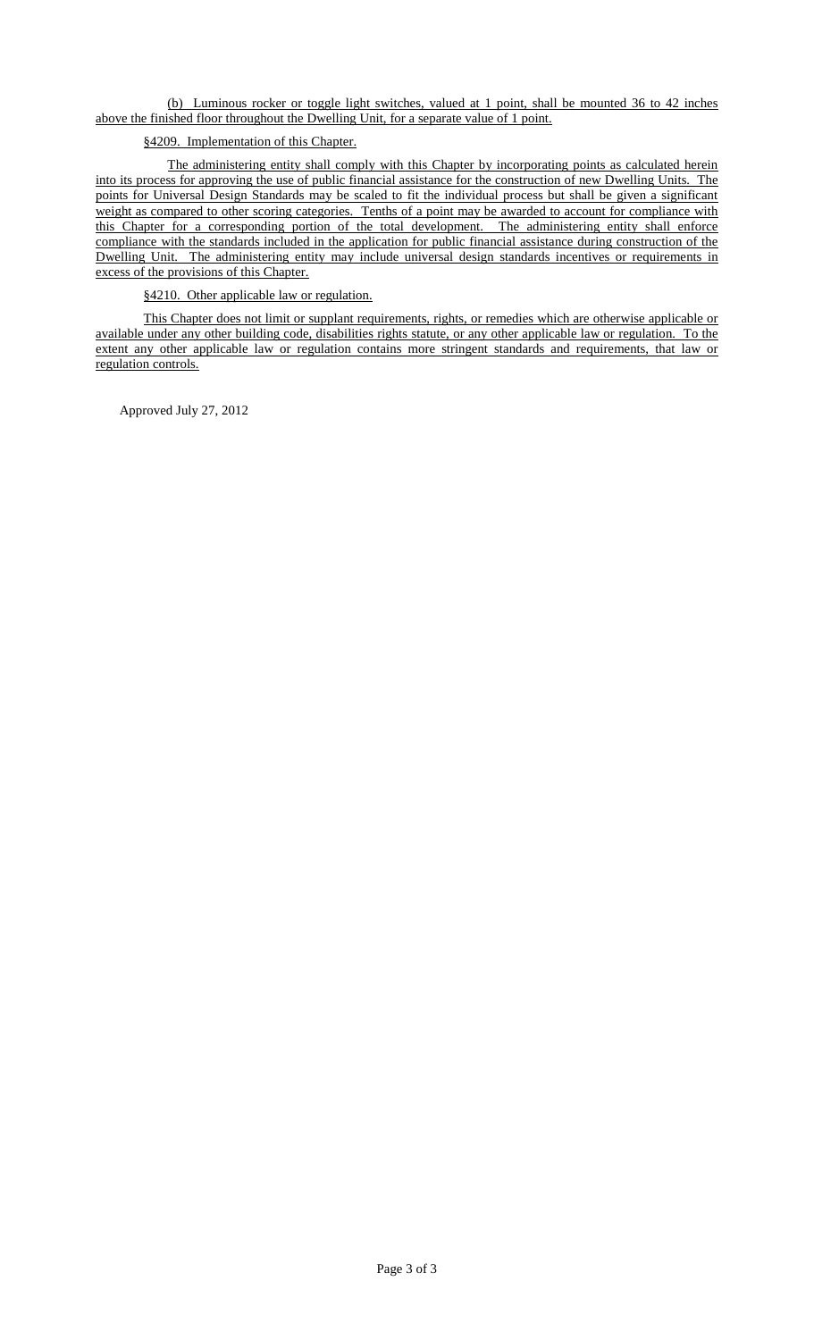(b) Luminous rocker or toggle light switches, valued at 1 point, shall be mounted 36 to 42 inches above the finished floor throughout the Dwelling Unit, for a separate value of 1 point.

§4209. Implementation of this Chapter.

The administering entity shall comply with this Chapter by incorporating points as calculated herein into its process for approving the use of public financial assistance for the construction of new Dwelling Units. The points for Universal Design Standards may be scaled to fit the individual process but shall be given a significant weight as compared to other scoring categories. Tenths of a point may be awarded to account for compliance with this Chapter for a corresponding portion of the total development. The administering entity shall enforce compliance with the standards included in the application for public financial assistance during construction of the Dwelling Unit. The administering entity may include universal design standards incentives or requirements in excess of the provisions of this Chapter.

§4210. Other applicable law or regulation.

This Chapter does not limit or supplant requirements, rights, or remedies which are otherwise applicable or available under any other building code, disabilities rights statute, or any other applicable law or regulation. To the extent any other applicable law or regulation contains more stringent standards and requirements, that law or regulation controls.

Approved July 27, 2012